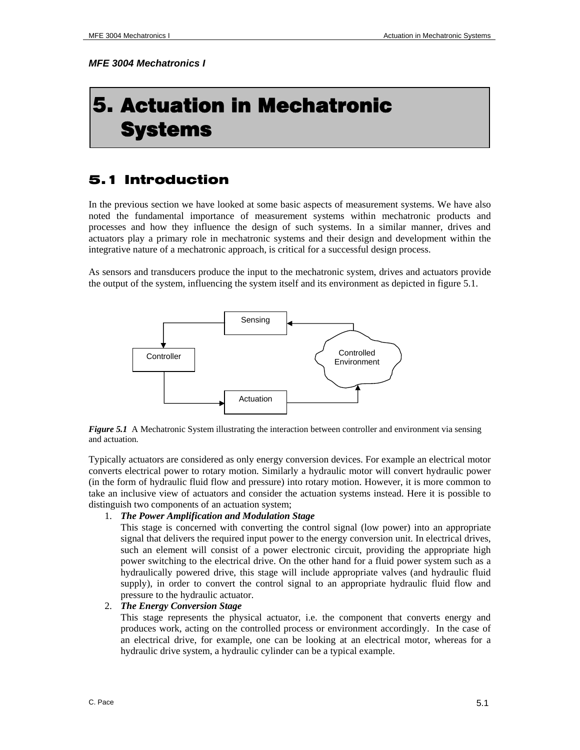*MFE 3004 Mechatronics I*

# 5. Actuation in Mechatronic Systems

## 5.1 Introduction

In the previous section we have looked at some basic aspects of measurement systems. We have also noted the fundamental importance of measurement systems within mechatronic products and processes and how they influence the design of such systems. In a similar manner, drives and actuators play a primary role in mechatronic systems and their design and development within the integrative nature of a mechatronic approach, is critical for a successful design process.

As sensors and transducers produce the input to the mechatronic system, drives and actuators provide the output of the system, influencing the system itself and its environment as depicted in figure 5.1.

*Figure 5.1* A Mechatronic System illustrating the interaction between controller and environment via sensing and actuation.

Typically actuators are considered as only energy conversion devices. For example an electrical motor converts electrical power to rotary motion. Similarly a hydraulic motor will convert hydraulic power (in the form of hydraulic fluid flow and pressure) into rotary motion. However, it is more common to take an inclusive view of actuators and consider the actuation systems instead. Here it is possible to distinguish two components of an actuation system;

1. ***The Power Amplification and Modulation Stage***
   This stage is concerned with converting the control signal (low power) into an appropriate signal that delivers the required input power to the energy conversion unit. In electrical drives, such an element will consist of a power electronic circuit, providing the appropriate high power switching to the electrical drive. On the other hand for a fluid power system such as a hydraulically powered drive, this stage will include appropriate valves (and hydraulic fluid supply), in order to convert the control signal to an appropriate hydraulic fluid flow and pressure to the hydraulic actuator.
2. ***The Energy Conversion Stage***
   This stage represents the physical actuator, i.e. the component that converts energy and produces work, acting on the controlled process or environment accordingly. In the case of an electrical drive, for example, one can be looking at an electrical motor, whereas for a hydraulic drive system, a hydraulic cylinder can be a typical example.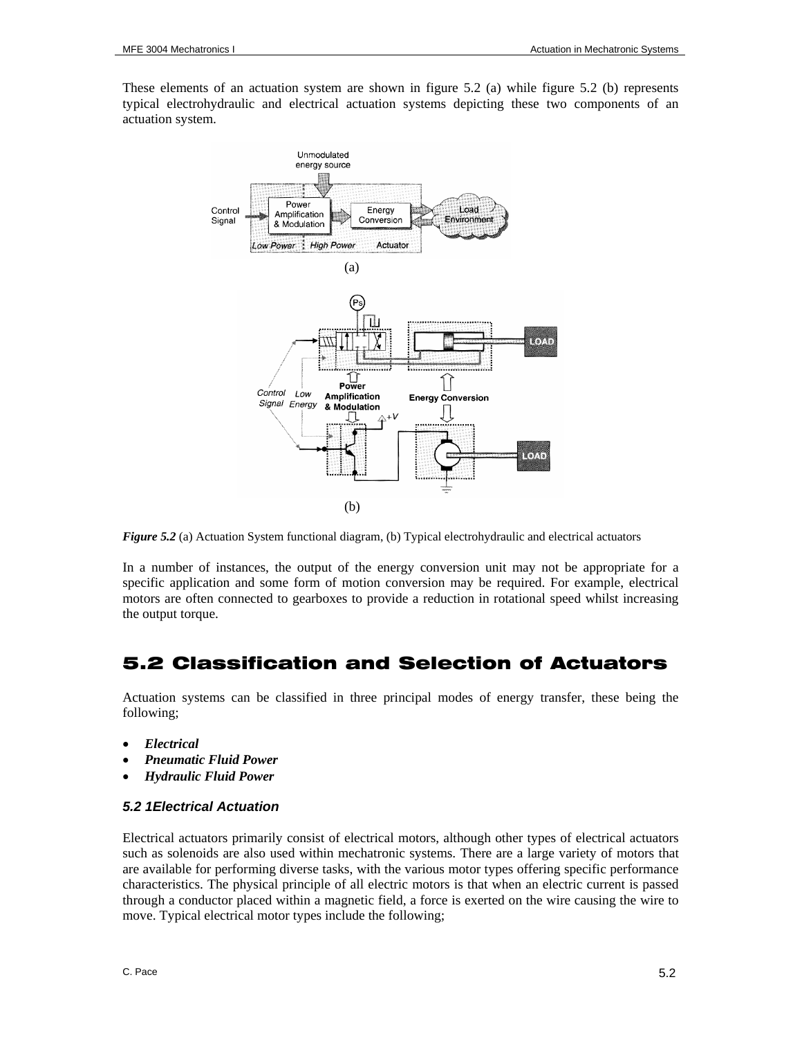These elements of an actuation system are shown in figure 5.2 (a) while figure 5.2 (b) represents typical electrohydraulic and electrical actuation systems depicting these two components of an actuation system.

(a)

(b)

***Figure 5.2*** (a) Actuation System functional diagram, (b) Typical electrohydraulic and electrical actuators

In a number of instances, the output of the energy conversion unit may not be appropriate for a specific application and some form of motion conversion may be required. For example, electrical motors are often connected to gearboxes to provide a reduction in rotational speed whilst increasing the output torque.

## 5.2 Classification and Selection of Actuators

Actuation systems can be classified in three principal modes of energy transfer, these being the following;

- ***Electrical***
- ***Pneumatic Fluid Power***
- ***Hydraulic Fluid Power***

### *5.2 1Electrical Actuation*

Electrical actuators primarily consist of electrical motors, although other types of electrical actuators such as solenoids are also used within mechatronic systems. There are a large variety of motors that are available for performing diverse tasks, with the various motor types offering specific performance characteristics. The physical principle of all electric motors is that when an electric current is passed through a conductor placed within a magnetic field, a force is exerted on the wire causing the wire to move. Typical electrical motor types include the following;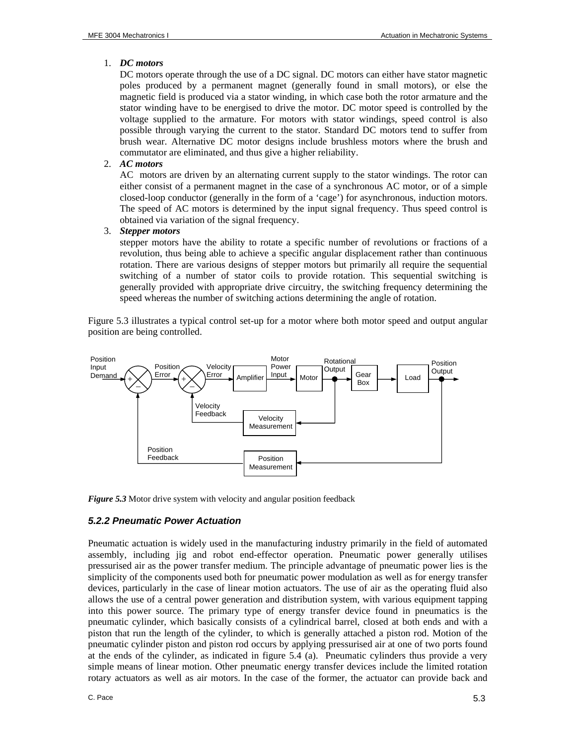1. ***DC motors***

   DC motors operate through the use of a DC signal. DC motors can either have stator magnetic poles produced by a permanent magnet (generally found in small motors), or else the magnetic field is produced via a stator winding, in which case both the rotor armature and the stator winding have to be energised to drive the motor. DC motor speed is controlled by the voltage supplied to the armature. For motors with stator windings, speed control is also possible through varying the current to the stator. Standard DC motors tend to suffer from brush wear. Alternative DC motor designs include brushless motors where the brush and commutator are eliminated, and thus give a higher reliability.

2. ***AC motors***

   AC motors are driven by an alternating current supply to the stator windings. The rotor can either consist of a permanent magnet in the case of a synchronous AC motor, or of a simple closed-loop conductor (generally in the form of a 'cage') for asynchronous, induction motors. The speed of AC motors is determined by the input signal frequency. Thus speed control is obtained via variation of the signal frequency.

3. ***Stepper motors***

   stepper motors have the ability to rotate a specific number of revolutions or fractions of a revolution, thus being able to achieve a specific angular displacement rather than continuous rotation. There are various designs of stepper motors but primarily all require the sequential switching of a number of stator coils to provide rotation. This sequential switching is generally provided with appropriate drive circuitry, the switching frequency determining the speed whereas the number of switching actions determining the angle of rotation.

Figure 5.3 illustrates a typical control set-up for a motor where both motor speed and output angular position are being controlled.

Position Input Demand → (+/−) → Position Error → (+/−) → Velocity Error → Amplifier → Motor Power Input → Motor → Rotational Output → Gear Box → Load → Position Output

Velocity Measurement → Velocity Feedback; Position Measurement → Position Feedback

***Figure 5.3*** Motor drive system with velocity and angular position feedback

### *5.2.2 Pneumatic Power Actuation*

Pneumatic actuation is widely used in the manufacturing industry primarily in the field of automated assembly, including jig and robot end-effector operation. Pneumatic power generally utilises pressurised air as the power transfer medium. The principle advantage of pneumatic power lies is the simplicity of the components used both for pneumatic power modulation as well as for energy transfer devices, particularly in the case of linear motion actuators. The use of air as the operating fluid also allows the use of a central power generation and distribution system, with various equipment tapping into this power source. The primary type of energy transfer device found in pneumatics is the pneumatic cylinder, which basically consists of a cylindrical barrel, closed at both ends and with a piston that run the length of the cylinder, to which is generally attached a piston rod. Motion of the pneumatic cylinder piston and piston rod occurs by applying pressurised air at one of two ports found at the ends of the cylinder, as indicated in figure 5.4 (a). Pneumatic cylinders thus provide a very simple means of linear motion. Other pneumatic energy transfer devices include the limited rotation rotary actuators as well as air motors. In the case of the former, the actuator can provide back and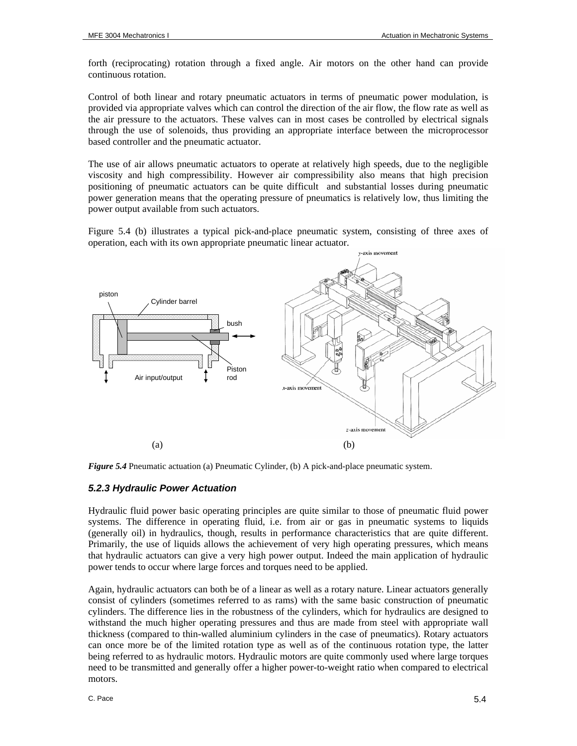forth (reciprocating) rotation through a fixed angle. Air motors on the other hand can provide continuous rotation.

Control of both linear and rotary pneumatic actuators in terms of pneumatic power modulation, is provided via appropriate valves which can control the direction of the air flow, the flow rate as well as the air pressure to the actuators. These valves can in most cases be controlled by electrical signals through the use of solenoids, thus providing an appropriate interface between the microprocessor based controller and the pneumatic actuator.

The use of air allows pneumatic actuators to operate at relatively high speeds, due to the negligible viscosity and high compressibility. However air compressibility also means that high precision positioning of pneumatic actuators can be quite difficult and substantial losses during pneumatic power generation means that the operating pressure of pneumatics is relatively low, thus limiting the power output available from such actuators.

Figure 5.4 (b) illustrates a typical pick-and-place pneumatic system, consisting of three axes of operation, each with its own appropriate pneumatic linear actuator.

***Figure 5.4*** Pneumatic actuation (a) Pneumatic Cylinder, (b) A pick-and-place pneumatic system.

### *5.2.3 Hydraulic Power Actuation*

Hydraulic fluid power basic operating principles are quite similar to those of pneumatic fluid power systems. The difference in operating fluid, i.e. from air or gas in pneumatic systems to liquids (generally oil) in hydraulics, though, results in performance characteristics that are quite different. Primarily, the use of liquids allows the achievement of very high operating pressures, which means that hydraulic actuators can give a very high power output. Indeed the main application of hydraulic power tends to occur where large forces and torques need to be applied.

Again, hydraulic actuators can both be of a linear as well as a rotary nature. Linear actuators generally consist of cylinders (sometimes referred to as rams) with the same basic construction of pneumatic cylinders. The difference lies in the robustness of the cylinders, which for hydraulics are designed to withstand the much higher operating pressures and thus are made from steel with appropriate wall thickness (compared to thin-walled aluminium cylinders in the case of pneumatics). Rotary actuators can once more be of the limited rotation type as well as of the continuous rotation type, the latter being referred to as hydraulic motors. Hydraulic motors are quite commonly used where large torques need to be transmitted and generally offer a higher power-to-weight ratio when compared to electrical motors.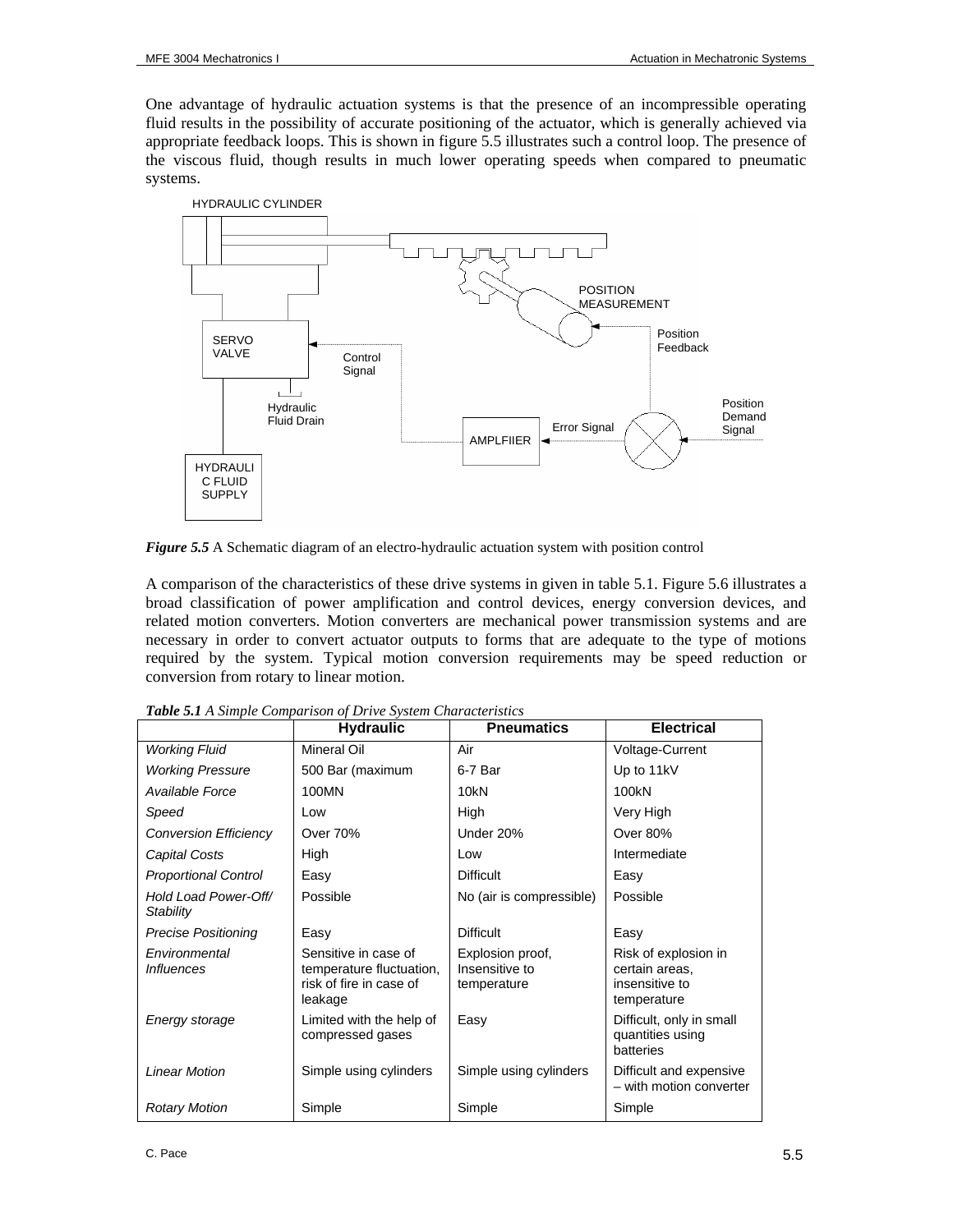One advantage of hydraulic actuation systems is that the presence of an incompressible operating fluid results in the possibility of accurate positioning of the actuator, which is generally achieved via appropriate feedback loops. This is shown in figure 5.5 illustrates such a control loop. The presence of the viscous fluid, though results in much lower operating speeds when compared to pneumatic systems.

***Figure 5.5*** A Schematic diagram of an electro-hydraulic actuation system with position control

A comparison of the characteristics of these drive systems in given in table 5.1. Figure 5.6 illustrates a broad classification of power amplification and control devices, energy conversion devices, and related motion converters. Motion converters are mechanical power transmission systems and are necessary in order to convert actuator outputs to forms that are adequate to the type of motions required by the system. Typical motion conversion requirements may be speed reduction or conversion from rotary to linear motion.

***Table 5.1*** *A Simple Comparison of Drive System Characteristics*

| | **Hydraulic** | **Pneumatics** | **Electrical** |
|---|---|---|---|
| *Working Fluid* | Mineral Oil | Air | Voltage-Current |
| *Working Pressure* | 500 Bar (maximum | 6-7 Bar | Up to 11kV |
| *Available Force* | 100MN | 10kN | 100kN |
| *Speed* | Low | High | Very High |
| *Conversion Efficiency* | Over 70% | Under 20% | Over 80% |
| *Capital Costs* | High | Low | Intermediate |
| *Proportional Control* | Easy | Difficult | Easy |
| *Hold Load Power-Off/ Stability* | Possible | No (air is compressible) | Possible |
| *Precise Positioning* | Easy | Difficult | Easy |
| *Environmental Influences* | Sensitive in case of temperature fluctuation, risk of fire in case of leakage | Explosion proof, Insensitive to temperature | Risk of explosion in certain areas, insensitive to temperature |
| *Energy storage* | Limited with the help of compressed gases | Easy | Difficult, only in small quantities using batteries |
| *Linear Motion* | Simple using cylinders | Simple using cylinders | Difficult and expensive – with motion converter |
| *Rotary Motion* | Simple | Simple | Simple |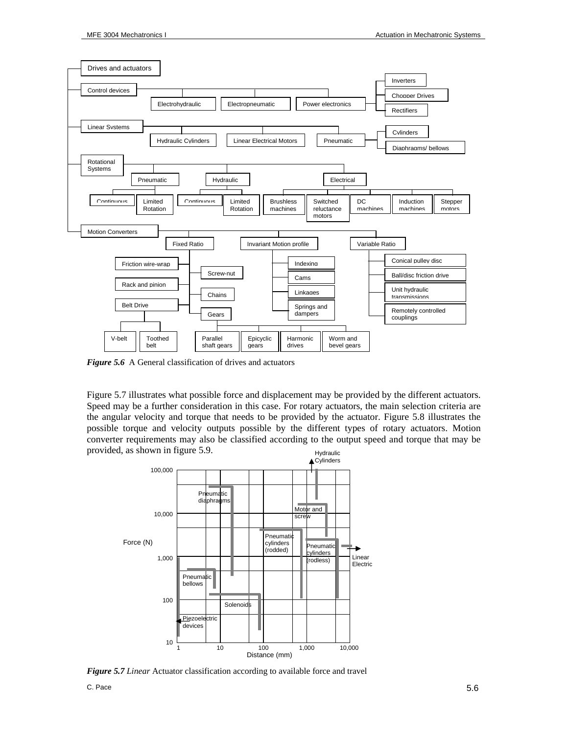*Figure 5.6* A General classification of drives and actuators

Figure 5.7 illustrates what possible force and displacement may be provided by the different actuators. Speed may be a further consideration in this case. For rotary actuators, the main selection criteria are the angular velocity and torque that needs to be provided by the actuator. Figure 5.8 illustrates the possible torque and velocity outputs possible by the different types of rotary actuators. Motion converter requirements may also be classified according to the output speed and torque that may be provided, as shown in figure 5.9.

***Figure 5.7*** *Linear* Actuator classification according to available force and travel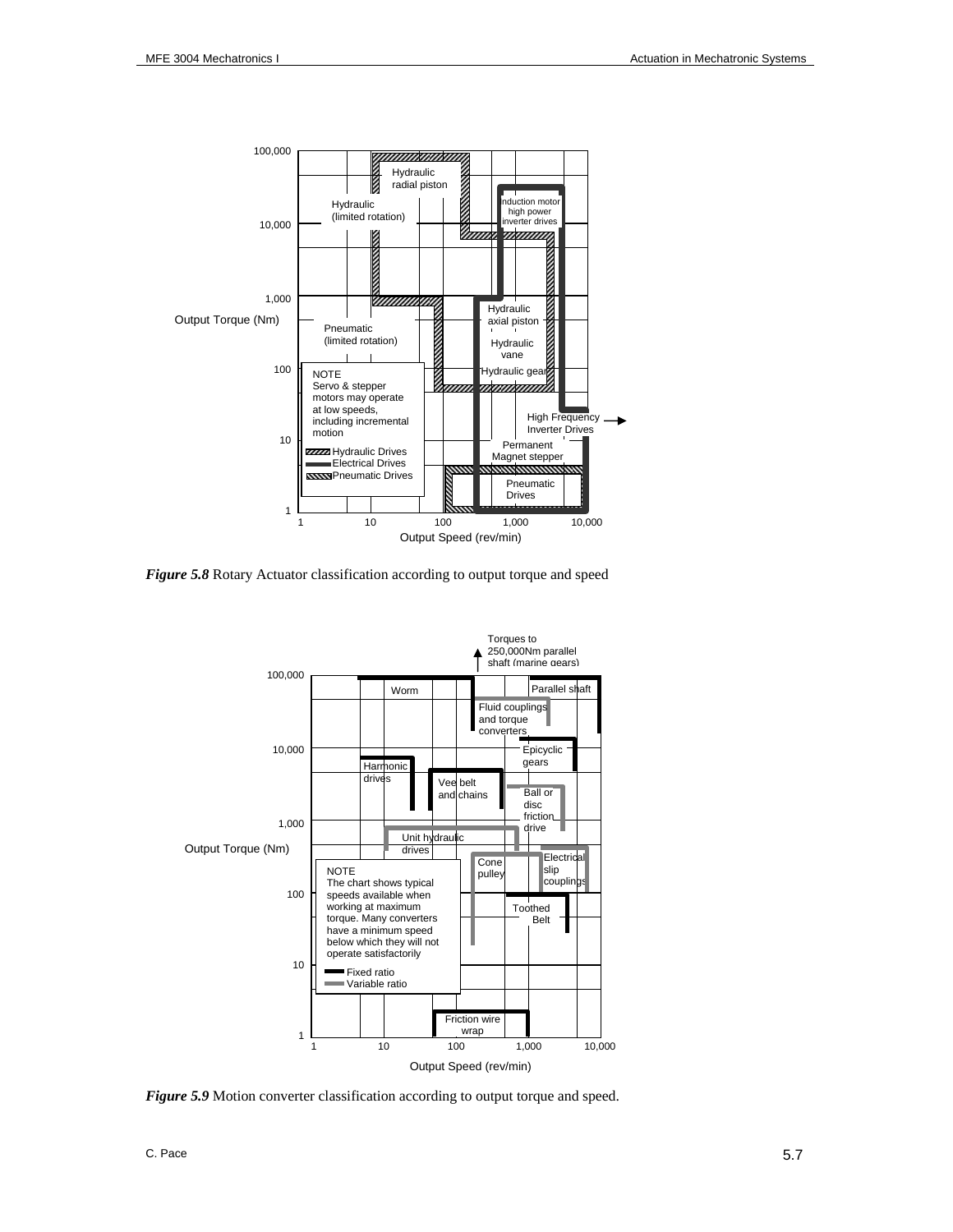*Figure 5.8* Rotary Actuator classification according to output torque and speed

*Figure 5.9* Motion converter classification according to output torque and speed.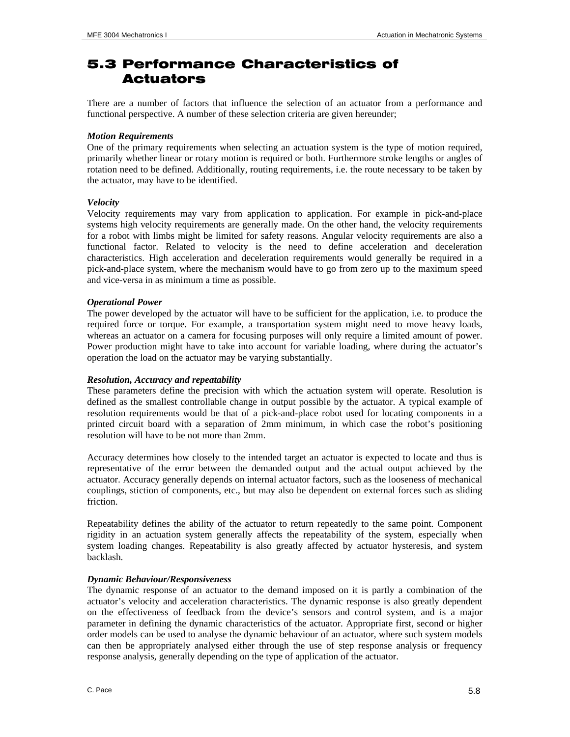# 5.3 Performance Characteristics of Actuators

There are a number of factors that influence the selection of an actuator from a performance and functional perspective. A number of these selection criteria are given hereunder;

***Motion Requirements***
One of the primary requirements when selecting an actuation system is the type of motion required, primarily whether linear or rotary motion is required or both. Furthermore stroke lengths or angles of rotation need to be defined. Additionally, routing requirements, i.e. the route necessary to be taken by the actuator, may have to be identified.

***Velocity***
Velocity requirements may vary from application to application. For example in pick-and-place systems high velocity requirements are generally made. On the other hand, the velocity requirements for a robot with limbs might be limited for safety reasons. Angular velocity requirements are also a functional factor. Related to velocity is the need to define acceleration and deceleration characteristics. High acceleration and deceleration requirements would generally be required in a pick-and-place system, where the mechanism would have to go from zero up to the maximum speed and vice-versa in as minimum a time as possible.

***Operational Power***
The power developed by the actuator will have to be sufficient for the application, i.e. to produce the required force or torque. For example, a transportation system might need to move heavy loads, whereas an actuator on a camera for focusing purposes will only require a limited amount of power. Power production might have to take into account for variable loading, where during the actuator's operation the load on the actuator may be varying substantially.

***Resolution, Accuracy and repeatability***
These parameters define the precision with which the actuation system will operate. Resolution is defined as the smallest controllable change in output possible by the actuator. A typical example of resolution requirements would be that of a pick-and-place robot used for locating components in a printed circuit board with a separation of 2mm minimum, in which case the robot's positioning resolution will have to be not more than 2mm.

Accuracy determines how closely to the intended target an actuator is expected to locate and thus is representative of the error between the demanded output and the actual output achieved by the actuator. Accuracy generally depends on internal actuator factors, such as the looseness of mechanical couplings, stiction of components, etc., but may also be dependent on external forces such as sliding friction.

Repeatability defines the ability of the actuator to return repeatedly to the same point. Component rigidity in an actuation system generally affects the repeatability of the system, especially when system loading changes. Repeatability is also greatly affected by actuator hysteresis, and system backlash.

***Dynamic Behaviour/Responsiveness***
The dynamic response of an actuator to the demand imposed on it is partly a combination of the actuator's velocity and acceleration characteristics. The dynamic response is also greatly dependent on the effectiveness of feedback from the device's sensors and control system, and is a major parameter in defining the dynamic characteristics of the actuator. Appropriate first, second or higher order models can be used to analyse the dynamic behaviour of an actuator, where such system models can then be appropriately analysed either through the use of step response analysis or frequency response analysis, generally depending on the type of application of the actuator.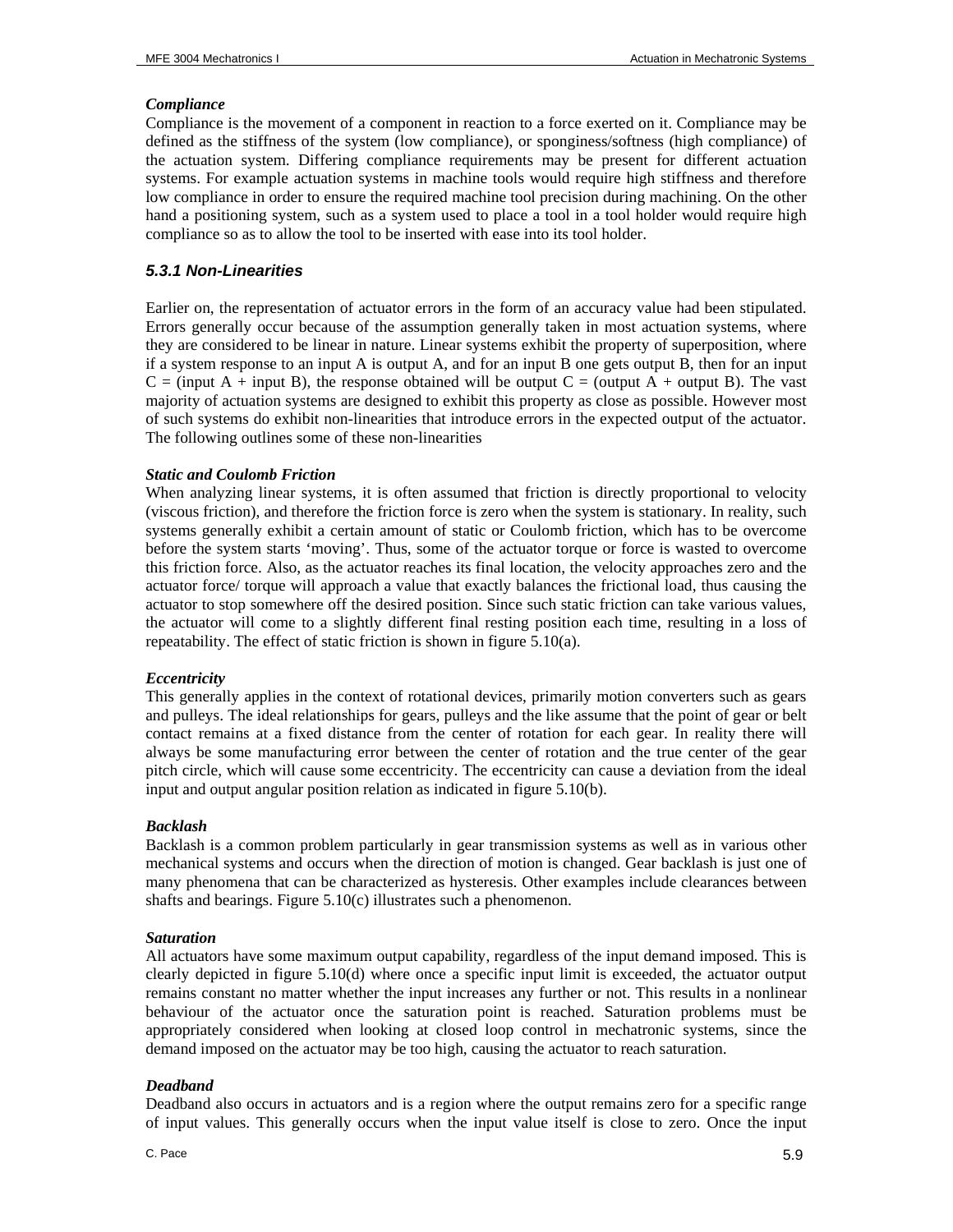***Compliance***

Compliance is the movement of a component in reaction to a force exerted on it. Compliance may be defined as the stiffness of the system (low compliance), or sponginess/softness (high compliance) of the actuation system. Differing compliance requirements may be present for different actuation systems. For example actuation systems in machine tools would require high stiffness and therefore low compliance in order to ensure the required machine tool precision during machining. On the other hand a positioning system, such as a system used to place a tool in a tool holder would require high compliance so as to allow the tool to be inserted with ease into its tool holder.

### *5.3.1 Non-Linearities*

Earlier on, the representation of actuator errors in the form of an accuracy value had been stipulated. Errors generally occur because of the assumption generally taken in most actuation systems, where they are considered to be linear in nature. Linear systems exhibit the property of superposition, where if a system response to an input A is output A, and for an input B one gets output B, then for an input C = (input A + input B), the response obtained will be output C = (output A + output B). The vast majority of actuation systems are designed to exhibit this property as close as possible. However most of such systems do exhibit non-linearities that introduce errors in the expected output of the actuator. The following outlines some of these non-linearities

***Static and Coulomb Friction***

When analyzing linear systems, it is often assumed that friction is directly proportional to velocity (viscous friction), and therefore the friction force is zero when the system is stationary. In reality, such systems generally exhibit a certain amount of static or Coulomb friction, which has to be overcome before the system starts 'moving'. Thus, some of the actuator torque or force is wasted to overcome this friction force. Also, as the actuator reaches its final location, the velocity approaches zero and the actuator force/ torque will approach a value that exactly balances the frictional load, thus causing the actuator to stop somewhere off the desired position. Since such static friction can take various values, the actuator will come to a slightly different final resting position each time, resulting in a loss of repeatability. The effect of static friction is shown in figure 5.10(a).

***Eccentricity***

This generally applies in the context of rotational devices, primarily motion converters such as gears and pulleys. The ideal relationships for gears, pulleys and the like assume that the point of gear or belt contact remains at a fixed distance from the center of rotation for each gear. In reality there will always be some manufacturing error between the center of rotation and the true center of the gear pitch circle, which will cause some eccentricity. The eccentricity can cause a deviation from the ideal input and output angular position relation as indicated in figure 5.10(b).

***Backlash***

Backlash is a common problem particularly in gear transmission systems as well as in various other mechanical systems and occurs when the direction of motion is changed. Gear backlash is just one of many phenomena that can be characterized as hysteresis. Other examples include clearances between shafts and bearings. Figure 5.10(c) illustrates such a phenomenon.

***Saturation***

All actuators have some maximum output capability, regardless of the input demand imposed. This is clearly depicted in figure 5.10(d) where once a specific input limit is exceeded, the actuator output remains constant no matter whether the input increases any further or not. This results in a nonlinear behaviour of the actuator once the saturation point is reached. Saturation problems must be appropriately considered when looking at closed loop control in mechatronic systems, since the demand imposed on the actuator may be too high, causing the actuator to reach saturation.

***Deadband***

Deadband also occurs in actuators and is a region where the output remains zero for a specific range of input values. This generally occurs when the input value itself is close to zero. Once the input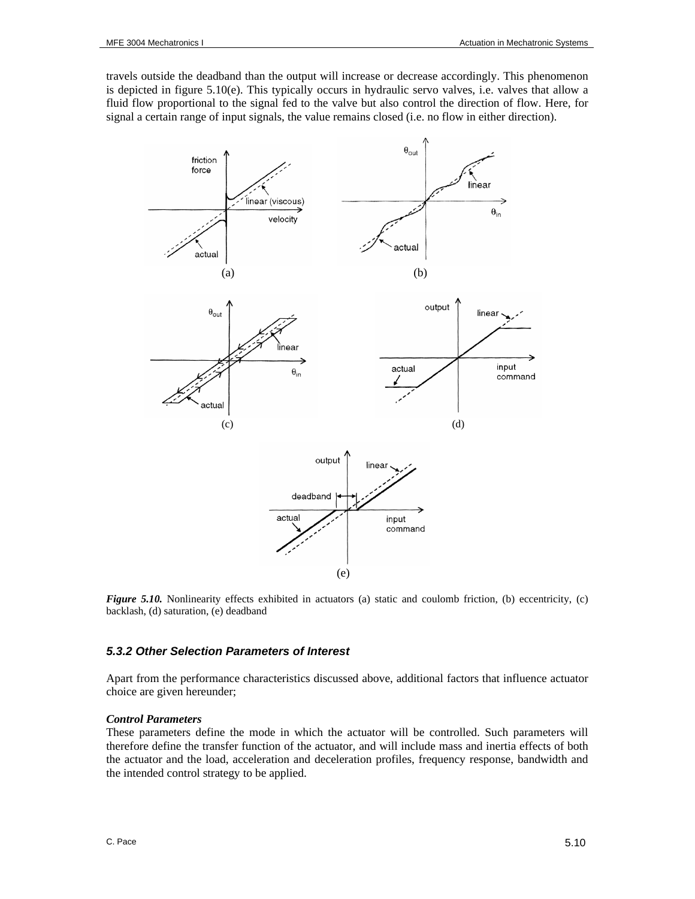travels outside the deadband than the output will increase or decrease accordingly. This phenomenon is depicted in figure 5.10(e). This typically occurs in hydraulic servo valves, i.e. valves that allow a fluid flow proportional to the signal fed to the valve but also control the direction of flow. Here, for signal a certain range of input signals, the value remains closed (i.e. no flow in either direction).

***Figure 5.10.*** Nonlinearity effects exhibited in actuators (a) static and coulomb friction, (b) eccentricity, (c) backlash, (d) saturation, (e) deadband

### *5.3.2 Other Selection Parameters of Interest*

Apart from the performance characteristics discussed above, additional factors that influence actuator choice are given hereunder;

***Control Parameters***

These parameters define the mode in which the actuator will be controlled. Such parameters will therefore define the transfer function of the actuator, and will include mass and inertia effects of both the actuator and the load, acceleration and deceleration profiles, frequency response, bandwidth and the intended control strategy to be applied.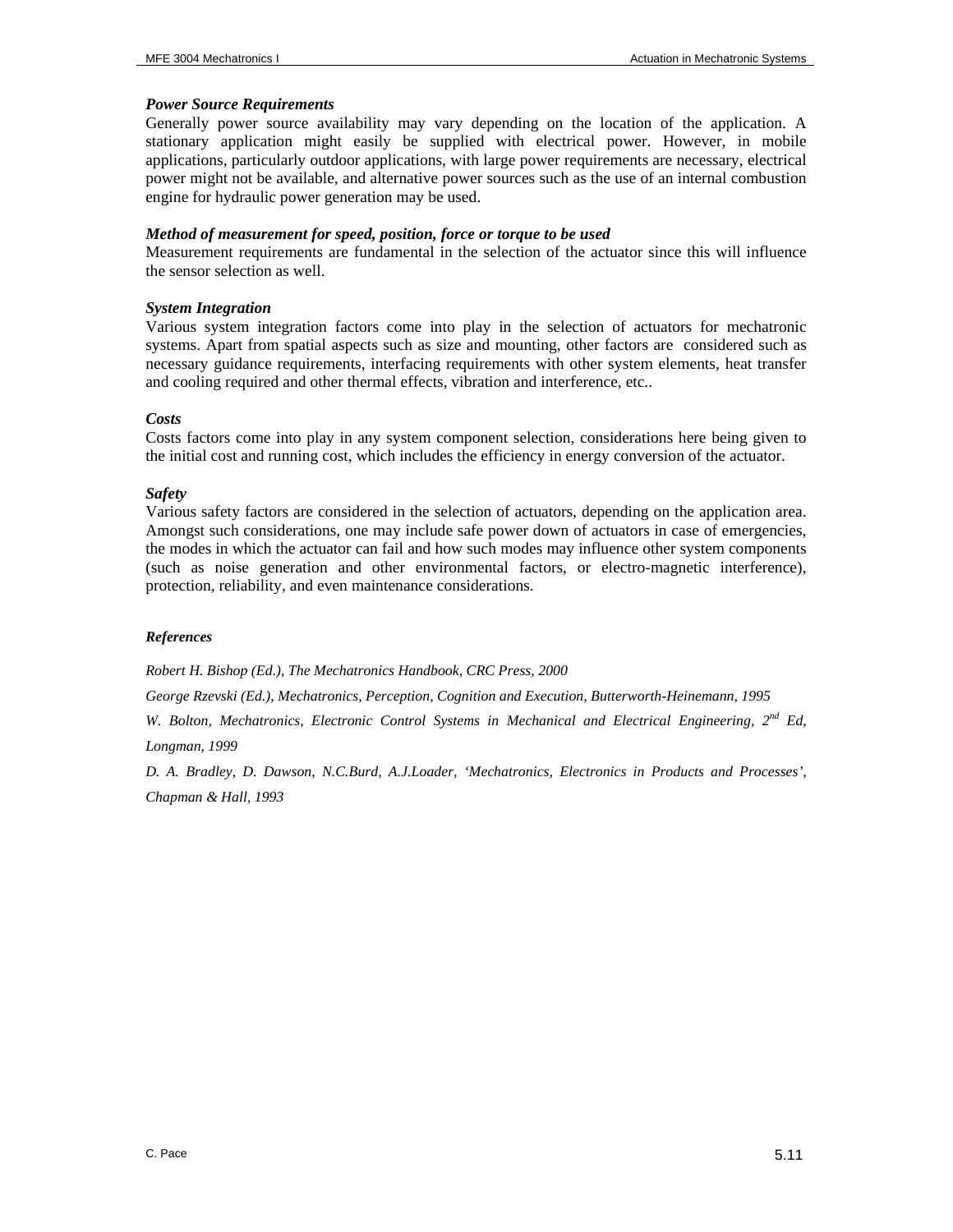***Power Source Requirements***

Generally power source availability may vary depending on the location of the application. A stationary application might easily be supplied with electrical power. However, in mobile applications, particularly outdoor applications, with large power requirements are necessary, electrical power might not be available, and alternative power sources such as the use of an internal combustion engine for hydraulic power generation may be used.

***Method of measurement for speed, position, force or torque to be used***

Measurement requirements are fundamental in the selection of the actuator since this will influence the sensor selection as well.

***System Integration***

Various system integration factors come into play in the selection of actuators for mechatronic systems. Apart from spatial aspects such as size and mounting, other factors are considered such as necessary guidance requirements, interfacing requirements with other system elements, heat transfer and cooling required and other thermal effects, vibration and interference, etc..

***Costs***

Costs factors come into play in any system component selection, considerations here being given to the initial cost and running cost, which includes the efficiency in energy conversion of the actuator.

***Safety***

Various safety factors are considered in the selection of actuators, depending on the application area. Amongst such considerations, one may include safe power down of actuators in case of emergencies, the modes in which the actuator can fail and how such modes may influence other system components (such as noise generation and other environmental factors, or electro-magnetic interference), protection, reliability, and even maintenance considerations.

***References***

*Robert H. Bishop (Ed.), The Mechatronics Handbook, CRC Press, 2000*

*George Rzevski (Ed.), Mechatronics, Perception, Cognition and Execution, Butterworth-Heinemann, 1995*

*W. Bolton, Mechatronics, Electronic Control Systems in Mechanical and Electrical Engineering, 2nd Ed, Longman, 1999*

*D. A. Bradley, D. Dawson, N.C.Burd, A.J.Loader, 'Mechatronics, Electronics in Products and Processes', Chapman & Hall, 1993*